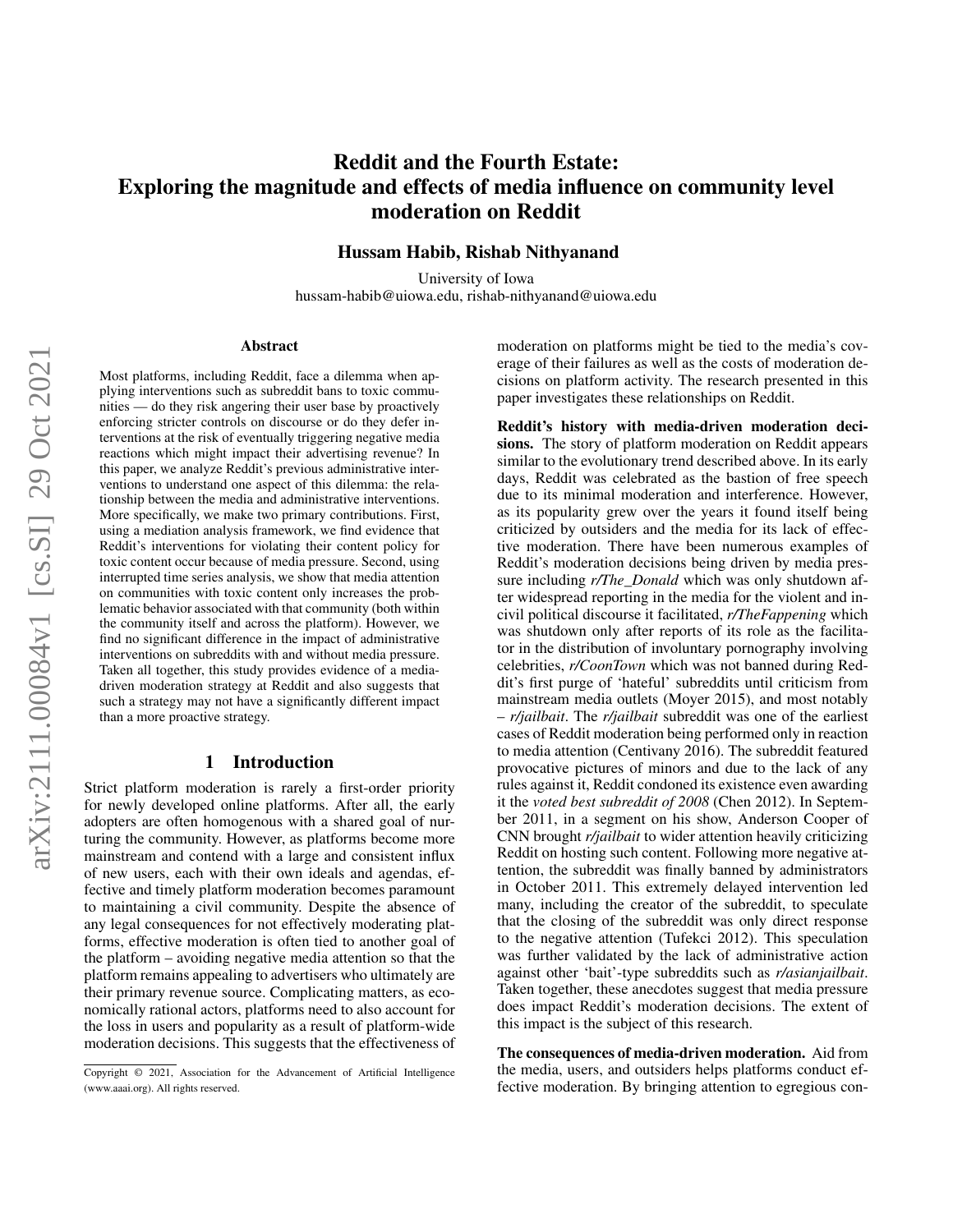# Reddit and the Fourth Estate: Exploring the magnitude and effects of media influence on community level moderation on Reddit

**Hussam Habib, Rishab Nithyanand**

University of Iowa
hussam-habib@uiowa.edu, rishab-nithyanand@uiowa.edu

## Abstract

Most platforms, including Reddit, face a dilemma when applying interventions such as subreddit bans to toxic communities — do they risk angering their user base by proactively enforcing stricter controls on discourse or do they defer interventions at the risk of eventually triggering negative media reactions which might impact their advertising revenue? In this paper, we analyze Reddit's previous administrative interventions to understand one aspect of this dilemma: the relationship between the media and administrative interventions. More specifically, we make two primary contributions. First, using a mediation analysis framework, we find evidence that Reddit's interventions for violating their content policy for toxic content occur because of media pressure. Second, using interrupted time series analysis, we show that media attention on communities with toxic content only increases the problematic behavior associated with that community (both within the community itself and across the platform). However, we find no significant difference in the impact of administrative interventions on subreddits with and without media pressure. Taken all together, this study provides evidence of a media-driven moderation strategy at Reddit and also suggests that such a strategy may not have a significantly different impact than a more proactive strategy.

## 1 Introduction

Strict platform moderation is rarely a first-order priority for newly developed online platforms. After all, the early adopters are often homogenous with a shared goal of nurturing the community. However, as platforms become more mainstream and contend with a large and consistent influx of new users, each with their own ideals and agendas, effective and timely platform moderation becomes paramount to maintaining a civil community. Despite the absence of any legal consequences for not effectively moderating platforms, effective moderation is often tied to another goal of the platform – avoiding negative media attention so that the platform remains appealing to advertisers who ultimately are their primary revenue source. Complicating matters, as economically rational actors, platforms need to also account for the loss in users and popularity as a result of platform-wide moderation decisions. This suggests that the effectiveness of moderation on platforms might be tied to the media's coverage of their failures as well as the costs of moderation decisions on platform activity. The research presented in this paper investigates these relationships on Reddit.

**Reddit's history with media-driven moderation decisions.** The story of platform moderation on Reddit appears similar to the evolutionary trend described above. In its early days, Reddit was celebrated as the bastion of free speech due to its minimal moderation and interference. However, as its popularity grew over the years it found itself being criticized by outsiders and the media for its lack of effective moderation. There have been numerous examples of Reddit's moderation decisions being driven by media pressure including *r/The_Donald* which was only shutdown after widespread reporting in the media for the violent and incivil political discourse it facilitated, *r/TheFappening* which was shutdown only after reports of its role as the facilitator in the distribution of involuntary pornography involving celebrities, *r/CoonTown* which was not banned during Reddit's first purge of 'hateful' subreddits until criticism from mainstream media outlets (Moyer 2015), and most notably – *r/jailbait*. The *r/jailbait* subreddit was one of the earliest cases of Reddit moderation being performed only in reaction to media attention (Centivany 2016). The subreddit featured provocative pictures of minors and due to the lack of any rules against it, Reddit condoned its existence even awarding it the *voted best subreddit of 2008* (Chen 2012). In September 2011, in a segment on his show, Anderson Cooper of CNN brought *r/jailbait* to wider attention heavily criticizing Reddit on hosting such content. Following more negative attention, the subreddit was finally banned by administrators in October 2011. This extremely delayed intervention led many, including the creator of the subreddit, to speculate that the closing of the subreddit was only direct response to the negative attention (Tufekci 2012). This speculation was further validated by the lack of administrative action against other 'bait'-type subreddits such as *r/asianjailbait*. Taken together, these anecdotes suggest that media pressure does impact Reddit's moderation decisions. The extent of this impact is the subject of this research.

**The consequences of media-driven moderation.** Aid from the media, users, and outsiders helps platforms conduct effective moderation. By bringing attention to egregious con-

Copyright © 2021, Association for the Advancement of Artificial Intelligence (www.aaai.org). All rights reserved.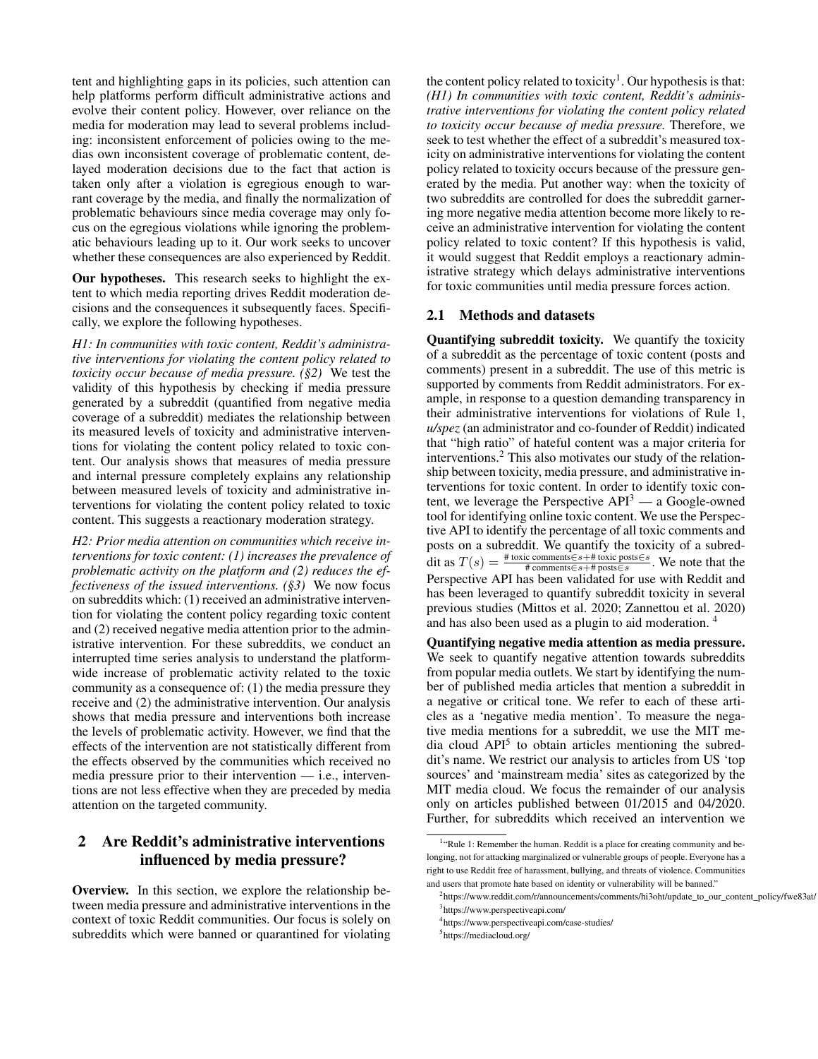tent and highlighting gaps in its policies, such attention can help platforms perform difficult administrative actions and evolve their content policy. However, over reliance on the media for moderation may lead to several problems including: inconsistent enforcement of policies owing to the medias own inconsistent coverage of problematic content, delayed moderation decisions due to the fact that action is taken only after a violation is egregious enough to warrant coverage by the media, and finally the normalization of problematic behaviours since media coverage may only focus on the egregious violations while ignoring the problematic behaviours leading up to it. Our work seeks to uncover whether these consequences are also experienced by Reddit.

**Our hypotheses.** This research seeks to highlight the extent to which media reporting drives Reddit moderation decisions and the consequences it subsequently faces. Specifically, we explore the following hypotheses.

*H1: In communities with toxic content, Reddit's administrative interventions for violating the content policy related to toxicity occur because of media pressure. (§2)* We test the validity of this hypothesis by checking if media pressure generated by a subreddit (quantified from negative media coverage of a subreddit) mediates the relationship between its measured levels of toxicity and administrative interventions for violating the content policy related to toxic content. Our analysis shows that measures of media pressure and internal pressure completely explains any relationship between measured levels of toxicity and administrative interventions for violating the content policy related to toxic content. This suggests a reactionary moderation strategy.

*H2: Prior media attention on communities which receive interventions for toxic content: (1) increases the prevalence of problematic activity on the platform and (2) reduces the effectiveness of the issued interventions. (§3)* We now focus on subreddits which: (1) received an administrative intervention for violating the content policy regarding toxic content and (2) received negative media attention prior to the administrative intervention. For these subreddits, we conduct an interrupted time series analysis to understand the platform-wide increase of problematic activity related to the toxic community as a consequence of: (1) the media pressure they receive and (2) the administrative intervention. Our analysis shows that media pressure and interventions both increase the levels of problematic activity. However, we find that the effects of the intervention are not statistically different from the effects observed by the communities which received no media pressure prior to their intervention — i.e., interventions are not less effective when they are preceded by media attention on the targeted community.

## 2 Are Reddit's administrative interventions influenced by media pressure?

**Overview.** In this section, we explore the relationship between media pressure and administrative interventions in the context of toxic Reddit communities. Our focus is solely on subreddits which were banned or quarantined for violating the content policy related to toxicity[1]. Our hypothesis is that: *(H1) In communities with toxic content, Reddit's administrative interventions for violating the content policy related to toxicity occur because of media pressure.* Therefore, we seek to test whether the effect of a subreddit's measured toxicity on administrative interventions for violating the content policy related to toxicity occurs because of the pressure generated by the media. Put another way: when the toxicity of two subreddits are controlled for does the subreddit garnering more negative media attention become more likely to receive an administrative intervention for violating the content policy related to toxic content? If this hypothesis is valid, it would suggest that Reddit employs a reactionary administrative strategy which delays administrative interventions for toxic communities until media pressure forces action.

### 2.1 Methods and datasets

**Quantifying subreddit toxicity.** We quantify the toxicity of a subreddit as the percentage of toxic content (posts and comments) present in a subreddit. The use of this metric is supported by comments from Reddit administrators. For example, in response to a question demanding transparency in their administrative interventions for violations of Rule 1, *u/spez* (an administrator and co-founder of Reddit) indicated that "high ratio" of hateful content was a major criteria for interventions.[2] This also motivates our study of the relationship between toxicity, media pressure, and administrative interventions for toxic content. In order to identify toxic content, we leverage the Perspective API[3] — a Google-owned tool for identifying online toxic content. We use the Perspective API to identify the percentage of all toxic comments and posts on a subreddit. We quantify the toxicity of a subreddit as $T(s) = \frac{\text{\# toxic comments} \in s + \text{\# toxic posts} \in s}{\text{\# comments} \in s + \text{\# posts} \in s}$. We note that the Perspective API has been validated for use with Reddit and has been leveraged to quantify subreddit toxicity in several previous studies (Mittos et al. 2020; Zannettou et al. 2020) and has also been used as a plugin to aid moderation. [4]

**Quantifying negative media attention as media pressure.** We seek to quantify negative attention towards subreddits from popular media outlets. We start by identifying the number of published media articles that mention a subreddit in a negative or critical tone. We refer to each of these articles as a 'negative media mention'. To measure the negative media mentions for a subreddit, we use the MIT media cloud API[5] to obtain articles mentioning the subreddit's name. We restrict our analysis to articles from US 'top sources' and 'mainstream media' sites as categorized by the MIT media cloud. We focus the remainder of our analysis only on articles published between 01/2015 and 04/2020. Further, for subreddits which received an intervention we

[1] "Rule 1: Remember the human. Reddit is a place for creating community and belonging, not for attacking marginalized or vulnerable groups of people. Everyone has a right to use Reddit free of harassment, bullying, and threats of violence. Communities and users that promote hate based on identity or vulnerability will be banned."

[2] https://www.reddit.com/r/announcements/comments/hi3oht/update_to_our_content_policy/fwe83at/

[3] https://www.perspectiveapi.com/

[4] https://www.perspectiveapi.com/case-studies/

[5] https://mediacloud.org/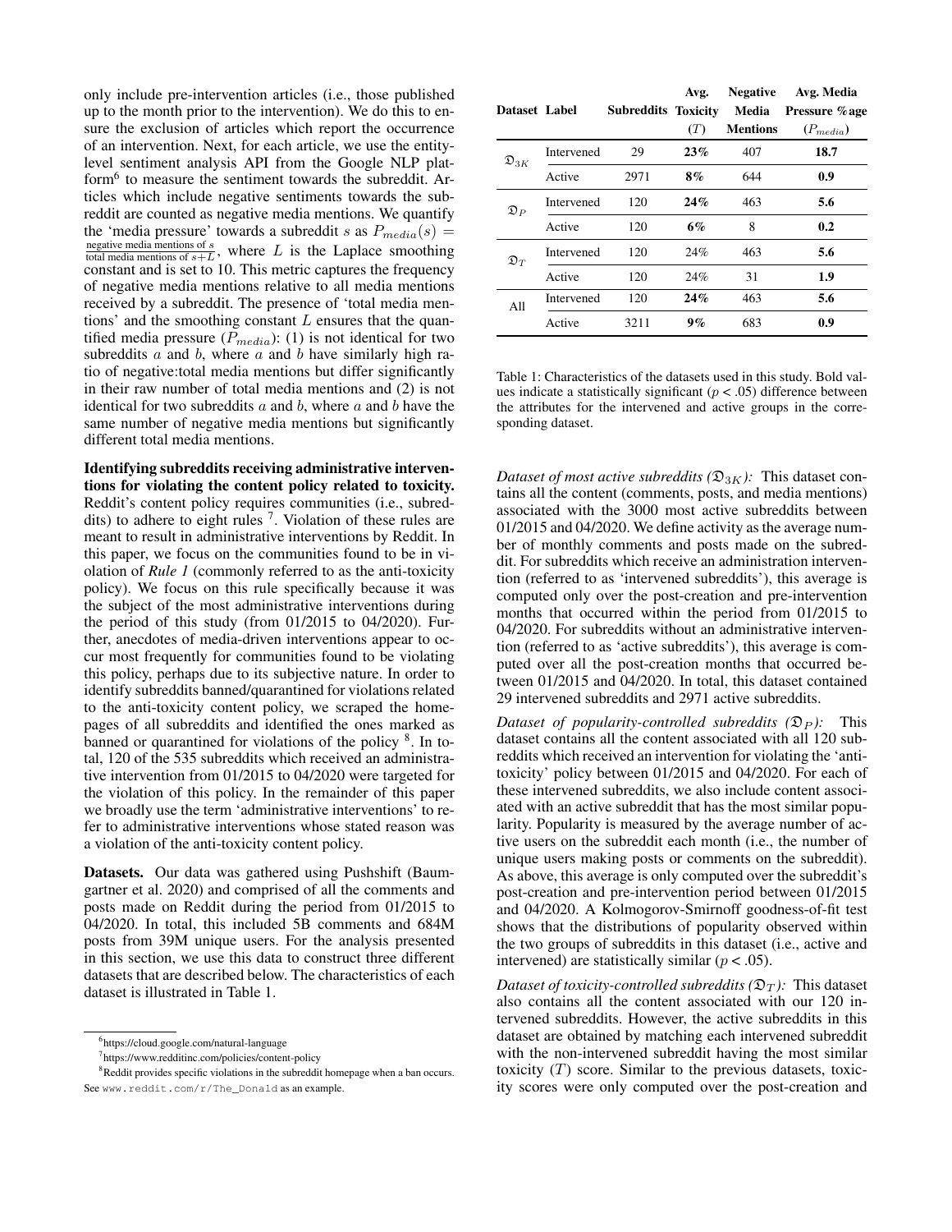only include pre-intervention articles (i.e., those published up to the month prior to the intervention). We do this to ensure the exclusion of articles which report the occurrence of an intervention. Next, for each article, we use the entity-level sentiment analysis API from the Google NLP platform[6] to measure the sentiment towards the subreddit. Articles which include negative sentiments towards the subreddit are counted as negative media mentions. We quantify the 'media pressure' towards a subreddit $s$ as $P_{media}(s) = \frac{\text{negative media mentions of } s}{\text{total media mentions of } s + L}$, where $L$ is the Laplace smoothing constant and is set to 10. This metric captures the frequency of negative media mentions relative to all media mentions received by a subreddit. The presence of 'total media mentions' and the smoothing constant $L$ ensures that the quantified media pressure ($P_{media}$): (1) is not identical for two subreddits $a$ and $b$, where $a$ and $b$ have similarly high ratio of negative:total media mentions but differ significantly in their raw number of total media mentions and (2) is not identical for two subreddits $a$ and $b$, where $a$ and $b$ have the same number of negative media mentions but significantly different total media mentions.

**Identifying subreddits receiving administrative interventions for violating the content policy related to toxicity.** Reddit's content policy requires communities (i.e., subreddits) to adhere to eight rules [7]. Violation of these rules are meant to result in administrative interventions by Reddit. In this paper, we focus on the communities found to be in violation of *Rule 1* (commonly referred to as the anti-toxicity policy). We focus on this rule specifically because it was the subject of the most administrative interventions during the period of this study (from 01/2015 to 04/2020). Further, anecdotes of media-driven interventions appear to occur most frequently for communities found to be violating this policy, perhaps due to its subjective nature. In order to identify subreddits banned/quarantined for violations related to the anti-toxicity content policy, we scraped the homepages of all subreddits and identified the ones marked as banned or quarantined for violations of the policy [8]. In total, 120 of the 535 subreddits which received an administrative intervention from 01/2015 to 04/2020 were targeted for the violation of this policy. In the remainder of this paper we broadly use the term 'administrative interventions' to refer to administrative interventions whose stated reason was a violation of the anti-toxicity content policy.

**Datasets.** Our data was gathered using Pushshift (Baumgartner et al. 2020) and comprised of all the comments and posts made on Reddit during the period from 01/2015 to 04/2020. In total, this included 5B comments and 684M posts from 39M unique users. For the analysis presented in this section, we use this data to construct three different datasets that are described below. The characteristics of each dataset is illustrated in Table 1.

| Dataset | Label | Subreddits | Avg. Toxicity ($T$) | Negative Media Mentions | Avg. Media Pressure %age ($P_{media}$) |
|---|---|---|---|---|---|
| $\mathfrak{D}_{3K}$ | Intervened | 29 | **23%** | 407 | **18.7** |
| | Active | 2971 | **8%** | 644 | **0.9** |
| $\mathfrak{D}_{P}$ | Intervened | 120 | **24%** | 463 | **5.6** |
| | Active | 120 | **6%** | 8 | **0.2** |
| $\mathfrak{D}_{T}$ | Intervened | 120 | 24% | 463 | **5.6** |
| | Active | 120 | 24% | 31 | **1.9** |
| All | Intervened | 120 | **24%** | 463 | **5.6** |
| | Active | 3211 | **9%** | 683 | **0.9** |

Table 1: Characteristics of the datasets used in this study. Bold values indicate a statistically significant ($p < .05$) difference between the attributes for the intervened and active groups in the corresponding dataset.

*Dataset of most active subreddits ($\mathfrak{D}_{3K}$):* This dataset contains all the content (comments, posts, and media mentions) associated with the 3000 most active subreddits between 01/2015 and 04/2020. We define activity as the average number of monthly comments and posts made on the subreddit. For subreddits which receive an administration intervention (referred to as 'intervened subreddits'), this average is computed only over the post-creation and pre-intervention months that occurred within the period from 01/2015 to 04/2020. For subreddits without an administrative intervention (referred to as 'active subreddits'), this average is computed over all the post-creation months that occurred between 01/2015 and 04/2020. In total, this dataset contained 29 intervened subreddits and 2971 active subreddits.

*Dataset of popularity-controlled subreddits ($\mathfrak{D}_{P}$):* This dataset contains all the content associated with all 120 subreddits which received an intervention for violating the 'anti-toxicity' policy between 01/2015 and 04/2020. For each of these intervened subreddits, we also include content associated with an active subreddit that has the most similar popularity. Popularity is measured by the average number of active users on the subreddit each month (i.e., the number of unique users making posts or comments on the subreddit). As above, this average is only computed over the subreddit's post-creation and pre-intervention period between 01/2015 and 04/2020. A Kolmogorov-Smirnoff goodness-of-fit test shows that the distributions of popularity observed within the two groups of subreddits in this dataset (i.e., active and intervened) are statistically similar ($p < .05$).

*Dataset of toxicity-controlled subreddits ($\mathfrak{D}_{T}$):* This dataset also contains all the content associated with our 120 intervened subreddits. However, the active subreddits in this dataset are obtained by matching each intervened subreddit with the non-intervened subreddit having the most similar toxicity ($T$) score. Similar to the previous datasets, toxicity scores were only computed over the post-creation and

[6] https://cloud.google.com/natural-language

[7] https://www.redditinc.com/policies/content-policy

[8] Reddit provides specific violations in the subreddit homepage when a ban occurs. See www.reddit.com/r/The_Donald as an example.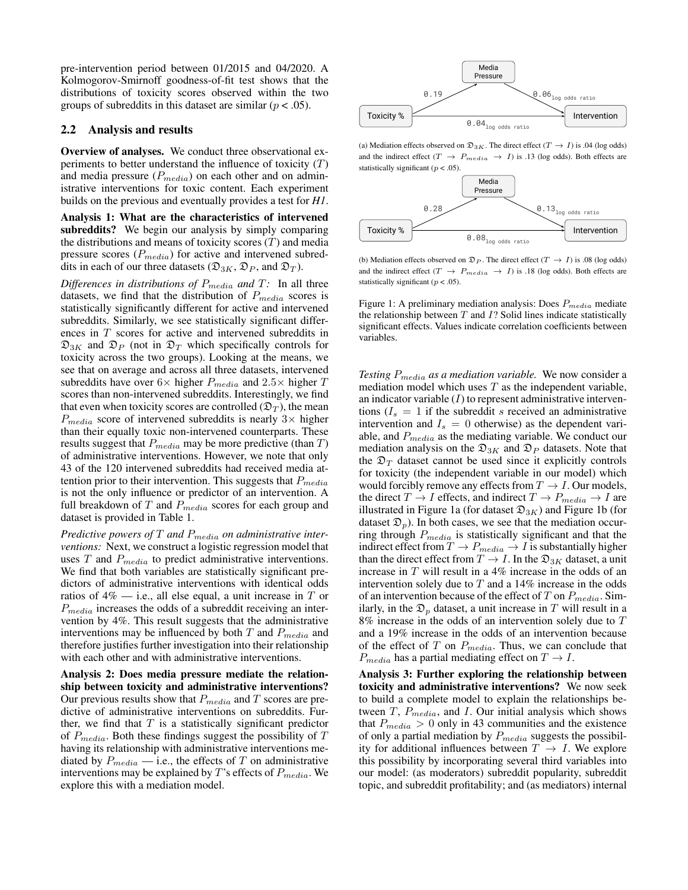pre-intervention period between 01/2015 and 04/2020. A Kolmogorov-Smirnoff goodness-of-fit test shows that the distributions of toxicity scores observed within the two groups of subreddits in this dataset are similar ($p < .05$).

## 2.2 Analysis and results

**Overview of analyses.** We conduct three observational experiments to better understand the influence of toxicity ($T$) and media pressure ($P_{media}$) on each other and on administrative interventions for toxic content. Each experiment builds on the previous and eventually provides a test for ***H1***.

**Analysis 1: What are the characteristics of intervened subreddits?** We begin our analysis by simply comparing the distributions and means of toxicity scores ($T$) and media pressure scores ($P_{media}$) for active and intervened subreddits in each of our three datasets ($\mathfrak{D}_{3K}$, $\mathfrak{D}_P$, and $\mathfrak{D}_T$).

*Differences in distributions of $P_{media}$ and $T$:* In all three datasets, we find that the distribution of $P_{media}$ scores is statistically significantly different for active and intervened subreddits. Similarly, we see statistically significant differences in $T$ scores for active and intervened subreddits in $\mathfrak{D}_{3K}$ and $\mathfrak{D}_P$ (not in $\mathfrak{D}_T$ which specifically controls for toxicity across the two groups). Looking at the means, we see that on average and across all three datasets, intervened subreddits have over $6\times$ higher $P_{media}$ and $2.5\times$ higher $T$ scores than non-intervened subreddits. Interestingly, we find that even when toxicity scores are controlled ($\mathfrak{D}_T$), the mean $P_{media}$ score of intervened subreddits is nearly $3\times$ higher than their equally toxic non-intervened counterparts. These results suggest that $P_{media}$ may be more predictive (than $T$) of administrative interventions. However, we note that only 43 of the 120 intervened subreddits had received media attention prior to their intervention. This suggests that $P_{media}$ is not the only influence or predictor of an intervention. A full breakdown of $T$ and $P_{media}$ scores for each group and dataset is provided in Table 1.

*Predictive powers of $T$ and $P_{media}$ on administrative interventions:* Next, we construct a logistic regression model that uses $T$ and $P_{media}$ to predict administrative interventions. We find that both variables are statistically significant predictors of administrative interventions with identical odds ratios of 4% — i.e., all else equal, a unit increase in $T$ or $P_{media}$ increases the odds of a subreddit receiving an intervention by 4%. This result suggests that the administrative interventions may be influenced by both $T$ and $P_{media}$ and therefore justifies further investigation into their relationship with each other and with administrative interventions.

**Analysis 2: Does media pressure mediate the relationship between toxicity and administrative interventions?** Our previous results show that $P_{media}$ and $T$ scores are predictive of administrative interventions on subreddits. Further, we find that $T$ is a statistically significant predictor of $P_{media}$. Both these findings suggest the possibility of $T$ having its relationship with administrative interventions mediated by $P_{media}$ — i.e., the effects of $T$ on administrative interventions may be explained by $T$'s effects of $P_{media}$. We explore this with a mediation model.

(a) Mediation effects observed on $\mathfrak{D}_{3K}$. The direct effect ($T \rightarrow I$) is .04 (log odds) and the indirect effect ($T \rightarrow P_{media} \rightarrow I$) is .13 (log odds). Both effects are statistically significant ($p < .05$).

(b) Mediation effects observed on $\mathfrak{D}_P$. The direct effect ($T \rightarrow I$) is .08 (log odds) and the indirect effect ($T \rightarrow P_{media} \rightarrow I$) is .18 (log odds). Both effects are statistically significant ($p < .05$).

Figure 1: A preliminary mediation analysis: Does $P_{media}$ mediate the relationship between $T$ and $I$? Solid lines indicate statistically significant effects. Values indicate correlation coefficients between variables.

*Testing $P_{media}$ as a mediation variable.* We now consider a mediation model which uses $T$ as the independent variable, an indicator variable ($I$) to represent administrative interventions ($I_s = 1$ if the subreddit $s$ received an administrative intervention and $I_s = 0$ otherwise) as the dependent variable, and $P_{media}$ as the mediating variable. We conduct our mediation analysis on the $\mathfrak{D}_{3K}$ and $\mathfrak{D}_P$ datasets. Note that the $\mathfrak{D}_T$ dataset cannot be used since it explicitly controls for toxicity (the independent variable in our model) which would forcibly remove any effects from $T \rightarrow I$. Our models, the direct $T \rightarrow I$ effects, and indirect $T \rightarrow P_{media} \rightarrow I$ are illustrated in Figure 1a (for dataset $\mathfrak{D}_{3K}$) and Figure 1b (for dataset $\mathfrak{D}_p$). In both cases, we see that the mediation occurring through $P_{media}$ is statistically significant and that the indirect effect from $T \rightarrow P_{media} \rightarrow I$ is substantially higher than the direct effect from $T \rightarrow I$. In the $\mathfrak{D}_{3K}$ dataset, a unit increase in $T$ will result in a 4% increase in the odds of an intervention solely due to $T$ and a 14% increase in the odds of an intervention because of the effect of $T$ on $P_{media}$. Similarly, in the $\mathfrak{D}_p$ dataset, a unit increase in $T$ will result in a 8% increase in the odds of an intervention solely due to $T$ and a 19% increase in the odds of an intervention because of the effect of $T$ on $P_{media}$. Thus, we can conclude that $P_{media}$ has a partial mediating effect on $T \rightarrow I$.

**Analysis 3: Further exploring the relationship between toxicity and administrative interventions?** We now seek to build a complete model to explain the relationships between $T$, $P_{media}$, and $I$. Our initial analysis which shows that $P_{media} > 0$ only in 43 communities and the existence of only a partial mediation by $P_{media}$ suggests the possibility for additional influences between $T \rightarrow I$. We explore this possibility by incorporating several third variables into our model: (as moderators) subreddit popularity, subreddit topic, and subreddit profitability; and (as mediators) internal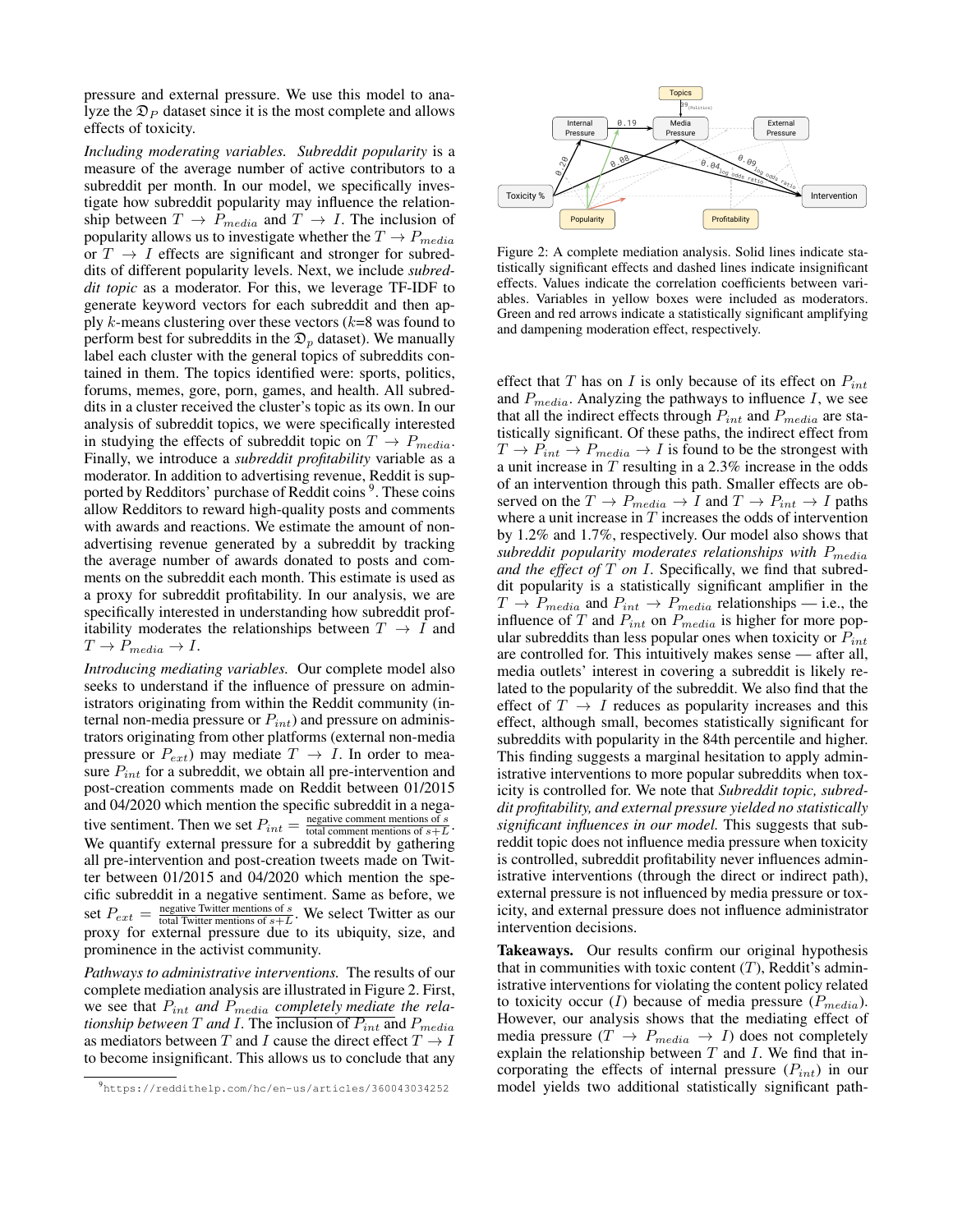pressure and external pressure. We use this model to analyze the $\mathfrak{D}_P$ dataset since it is the most complete and allows effects of toxicity.

*Including moderating variables.* *Subreddit popularity* is a measure of the average number of active contributors to a subreddit per month. In our model, we specifically investigate how subreddit popularity may influence the relationship between $T \rightarrow P_{media}$ and $T \rightarrow I$. The inclusion of popularity allows us to investigate whether the $T \rightarrow P_{media}$ or $T \rightarrow I$ effects are significant and stronger for subreddits of different popularity levels. Next, we include *subreddit topic* as a moderator. For this, we leverage TF-IDF to generate keyword vectors for each subreddit and then apply $k$-means clustering over these vectors ($k$=8 was found to perform best for subreddits in the $\mathfrak{D}_p$ dataset). We manually label each cluster with the general topics of subreddits contained in them. The topics identified were: sports, politics, forums, memes, gore, porn, games, and health. All subreddits in a cluster received the cluster's topic as its own. In our analysis of subreddit topics, we were specifically interested in studying the effects of subreddit topic on $T \rightarrow P_{media}$. Finally, we introduce a *subreddit profitability* variable as a moderator. In addition to advertising revenue, Reddit is supported by Redditors' purchase of Reddit coins [9]. These coins allow Redditors to reward high-quality posts and comments with awards and reactions. We estimate the amount of non-advertising revenue generated by a subreddit by tracking the average number of awards donated to posts and comments on the subreddit each month. This estimate is used as a proxy for subreddit profitability. In our analysis, we are specifically interested in understanding how subreddit profitability moderates the relationships between $T \rightarrow I$ and $T \rightarrow P_{media} \rightarrow I$.

*Introducing mediating variables.* Our complete model also seeks to understand if the influence of pressure on administrators originating from within the Reddit community (internal non-media pressure or $P_{int}$) and pressure on administrators originating from other platforms (external non-media pressure or $P_{ext}$) may mediate $T \rightarrow I$. In order to measure $P_{int}$ for a subreddit, we obtain all pre-intervention and post-creation comments made on Reddit between 01/2015 and 04/2020 which mention the specific subreddit in a negative sentiment. Then we set $P_{int} = \frac{\text{negative comment mentions of } s}{\text{total comment mentions of } s+L}$. We quantify external pressure for a subreddit by gathering all pre-intervention and post-creation tweets made on Twitter between 01/2015 and 04/2020 which mention the specific subreddit in a negative sentiment. Same as before, we set $P_{ext} = \frac{\text{negative Twitter mentions of } s}{\text{total Twitter mentions of } s+L}$. We select Twitter as our proxy for external pressure due to its ubiquity, size, and prominence in the activist community.

*Pathways to administrative interventions.* The results of our complete mediation analysis are illustrated in Figure 2. First, we see that *$P_{int}$ and $P_{media}$ completely mediate the relationship between $T$ and $I$.* The inclusion of $P_{int}$ and $P_{media}$ as mediators between $T$ and $I$ cause the direct effect $T \rightarrow I$ to become insignificant. This allows us to conclude that any

Figure 2: A complete mediation analysis. Solid lines indicate statistically significant effects and dashed lines indicate insignificant effects. Values indicate the correlation coefficients between variables. Variables in yellow boxes were included as moderators. Green and red arrows indicate a statistically significant amplifying and dampening moderation effect, respectively.

effect that $T$ has on $I$ is only because of its effect on $P_{int}$ and $P_{media}$. Analyzing the pathways to influence $I$, we see that all the indirect effects through $P_{int}$ and $P_{media}$ are statistically significant. Of these paths, the indirect effect from $T \rightarrow P_{int} \rightarrow P_{media} \rightarrow I$ is found to be the strongest with a unit increase in $T$ resulting in a 2.3% increase in the odds of an intervention through this path. Smaller effects are observed on the $T \rightarrow P_{media} \rightarrow I$ and $T \rightarrow P_{int} \rightarrow I$ paths where a unit increase in $T$ increases the odds of intervention by 1.2% and 1.7%, respectively. Our model also shows that *subreddit popularity moderates relationships with $P_{media}$ and the effect of $T$ on $I$.* Specifically, we find that subreddit popularity is a statistically significant amplifier in the $T \rightarrow P_{media}$ and $P_{int} \rightarrow P_{media}$ relationships — i.e., the influence of $T$ and $P_{int}$ on $P_{media}$ is higher for more popular subreddits than less popular ones when toxicity or $P_{int}$ are controlled for. This intuitively makes sense — after all, media outlets' interest in covering a subreddit is likely related to the popularity of the subreddit. We also find that the effect of $T \rightarrow I$ reduces as popularity increases and this effect, although small, becomes statistically significant for subreddits with popularity in the 84th percentile and higher. This finding suggests a marginal hesitation to apply administrative interventions to more popular subreddits when toxicity is controlled for. We note that *Subreddit topic, subreddit profitability, and external pressure yielded no statistically significant influences in our model.* This suggests that subreddit topic does not influence media pressure when toxicity is controlled, subreddit profitability never influences administrative interventions (through the direct or indirect path), external pressure is not influenced by media pressure or toxicity, and external pressure does not influence administrator intervention decisions.

**Takeaways.** Our results confirm our original hypothesis that in communities with toxic content ($T$), Reddit's administrative interventions for violating the content policy related to toxicity occur ($I$) because of media pressure ($P_{media}$). However, our analysis shows that the mediating effect of media pressure ($T \rightarrow P_{media} \rightarrow I$) does not completely explain the relationship between $T$ and $I$. We find that incorporating the effects of internal pressure ($P_{int}$) in our model yields two additional statistically significant path-

[9] https://reddithelp.com/hc/en-us/articles/360043034252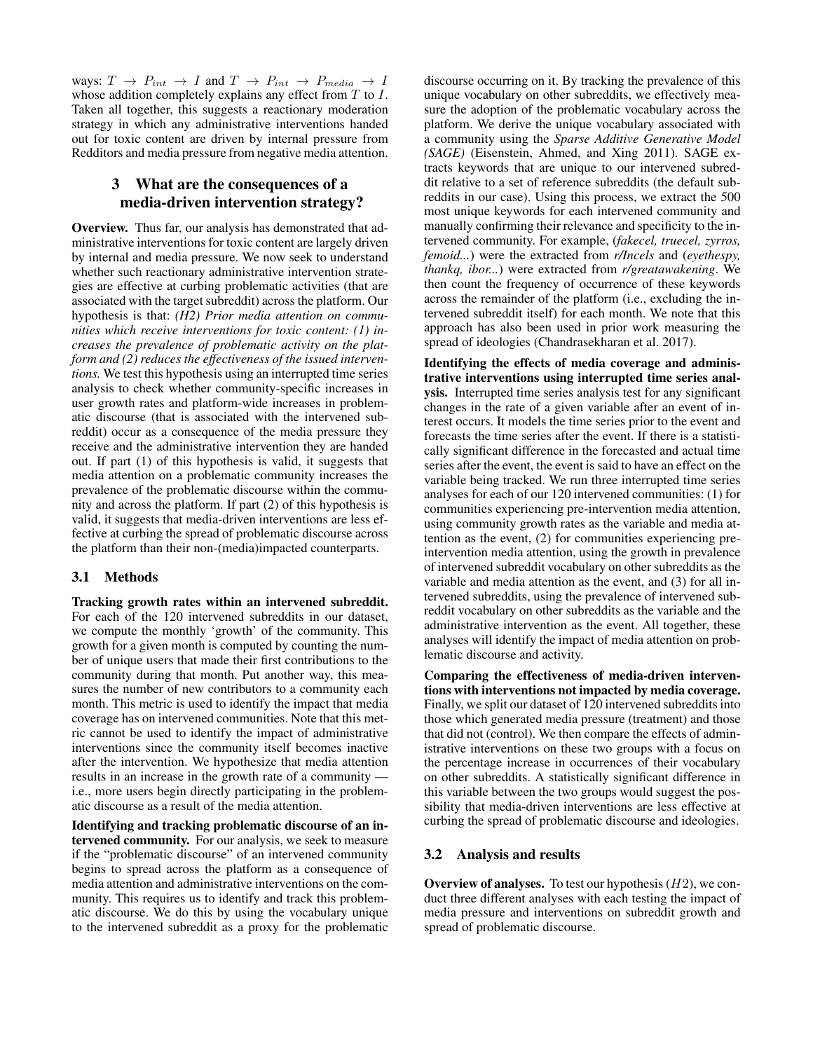ways: $T \rightarrow P_{int} \rightarrow I$ and $T \rightarrow P_{int} \rightarrow P_{media} \rightarrow I$ whose addition completely explains any effect from $T$ to $I$. Taken all together, this suggests a reactionary moderation strategy in which any administrative interventions handed out for toxic content are driven by internal pressure from Redditors and media pressure from negative media attention.

# 3 What are the consequences of a media-driven intervention strategy?

**Overview.** Thus far, our analysis has demonstrated that administrative interventions for toxic content are largely driven by internal and media pressure. We now seek to understand whether such reactionary administrative intervention strategies are effective at curbing problematic activities (that are associated with the target subreddit) across the platform. Our hypothesis is that: *(H2) Prior media attention on communities which receive interventions for toxic content: (1) increases the prevalence of problematic activity on the platform and (2) reduces the effectiveness of the issued interventions.* We test this hypothesis using an interrupted time series analysis to check whether community-specific increases in user growth rates and platform-wide increases in problematic discourse (that is associated with the intervened subreddit) occur as a consequence of the media pressure they receive and the administrative intervention they are handed out. If part (1) of this hypothesis is valid, it suggests that media attention on a problematic community increases the prevalence of the problematic discourse within the community and across the platform. If part (2) of this hypothesis is valid, it suggests that media-driven interventions are less effective at curbing the spread of problematic discourse across the platform than their non-(media)impacted counterparts.

## 3.1 Methods

**Tracking growth rates within an intervened subreddit.** For each of the 120 intervened subreddits in our dataset, we compute the monthly 'growth' of the community. This growth for a given month is computed by counting the number of unique users that made their first contributions to the community during that month. Put another way, this measures the number of new contributors to a community each month. This metric is used to identify the impact that media coverage has on intervened communities. Note that this metric cannot be used to identify the impact of administrative interventions since the community itself becomes inactive after the intervention. We hypothesize that media attention results in an increase in the growth rate of a community — i.e., more users begin directly participating in the problematic discourse as a result of the media attention.

**Identifying and tracking problematic discourse of an intervened community.** For our analysis, we seek to measure if the "problematic discourse" of an intervened community begins to spread across the platform as a consequence of media attention and administrative interventions on the community. This requires us to identify and track this problematic discourse. We do this by using the vocabulary unique to the intervened subreddit as a proxy for the problematic discourse occurring on it. By tracking the prevalence of this unique vocabulary on other subreddits, we effectively measure the adoption of the problematic vocabulary across the platform. We derive the unique vocabulary associated with a community using the *Sparse Additive Generative Model (SAGE)* (Eisenstein, Ahmed, and Xing 2011). SAGE extracts keywords that are unique to our intervened subreddit relative to a set of reference subreddits (the default subreddits in our case). Using this process, we extract the 500 most unique keywords for each intervened community and manually confirming their relevance and specificity to the intervened community. For example, (*fakecel, truecel, zyrros, femoid...*) were the extracted from *r/Incels* and (*eyethespy, thankq, ibor...*) were extracted from *r/greatawakening*. We then count the frequency of occurrence of these keywords across the remainder of the platform (i.e., excluding the intervened subreddit itself) for each month. We note that this approach has also been used in prior work measuring the spread of ideologies (Chandrasekharan et al. 2017).

**Identifying the effects of media coverage and administrative interventions using interrupted time series analysis.** Interrupted time series analysis test for any significant changes in the rate of a given variable after an event of interest occurs. It models the time series prior to the event and forecasts the time series after the event. If there is a statistically significant difference in the forecasted and actual time series after the event, the event is said to have an effect on the variable being tracked. We run three interrupted time series analyses for each of our 120 intervened communities: (1) for communities experiencing pre-intervention media attention, using community growth rates as the variable and media attention as the event, (2) for communities experiencing pre-intervention media attention, using the growth in prevalence of intervened subreddit vocabulary on other subreddits as the variable and media attention as the event, and (3) for all intervened subreddits, using the prevalence of intervened subreddit vocabulary on other subreddits as the variable and the administrative intervention as the event. All together, these analyses will identify the impact of media attention on problematic discourse and activity.

**Comparing the effectiveness of media-driven interventions with interventions not impacted by media coverage.** Finally, we split our dataset of 120 intervened subreddits into those which generated media pressure (treatment) and those that did not (control). We then compare the effects of administrative interventions on these two groups with a focus on the percentage increase in occurrences of their vocabulary on other subreddits. A statistically significant difference in this variable between the two groups would suggest the possibility that media-driven interventions are less effective at curbing the spread of problematic discourse and ideologies.

## 3.2 Analysis and results

**Overview of analyses.** To test our hypothesis ($H2$), we conduct three different analyses with each testing the impact of media pressure and interventions on subreddit growth and spread of problematic discourse.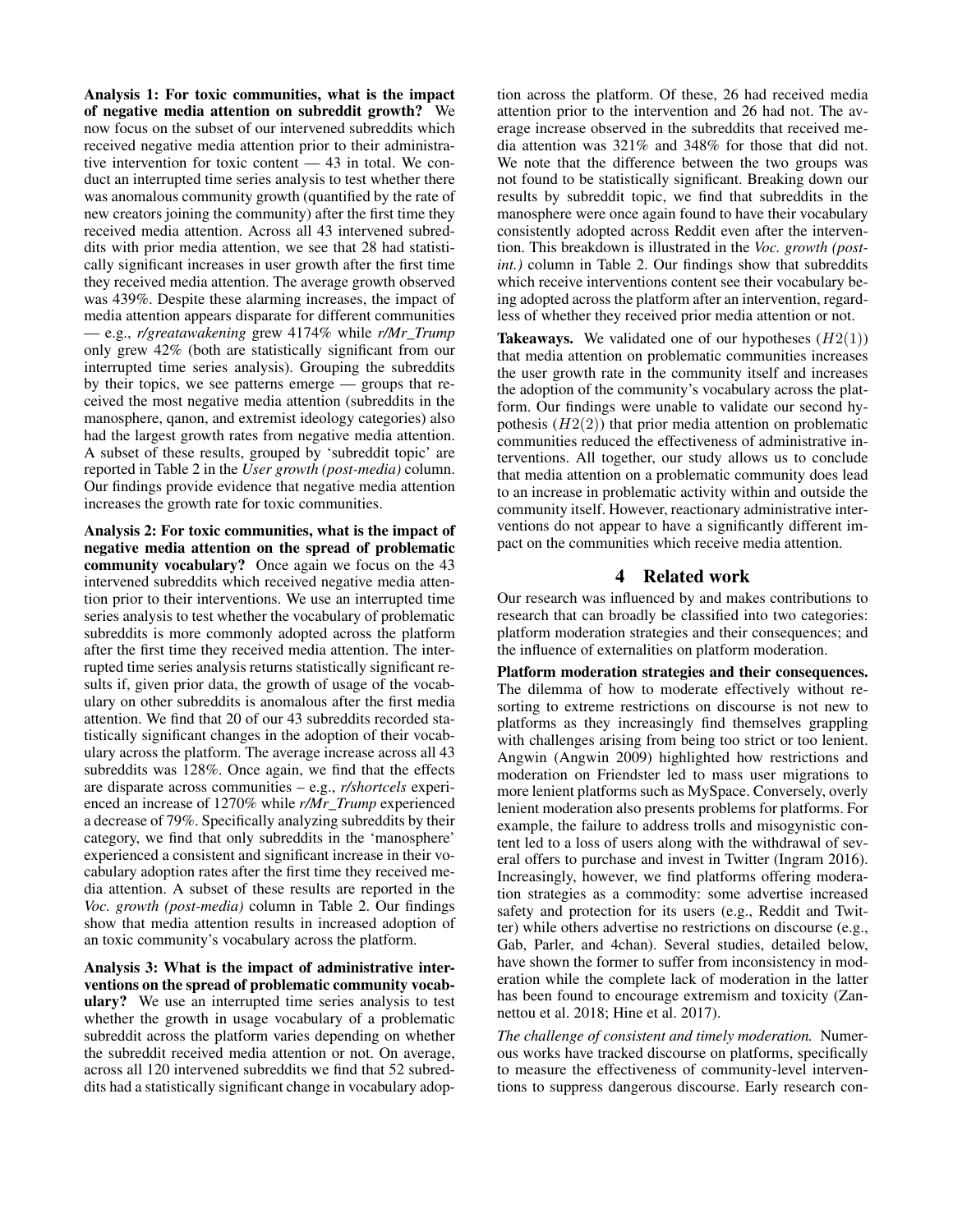**Analysis 1: For toxic communities, what is the impact of negative media attention on subreddit growth?** We now focus on the subset of our intervened subreddits which received negative media attention prior to their administrative intervention for toxic content — 43 in total. We conduct an interrupted time series analysis to test whether there was anomalous community growth (quantified by the rate of new creators joining the community) after the first time they received media attention. Across all 43 intervened subreddits with prior media attention, we see that 28 had statistically significant increases in user growth after the first time they received media attention. The average growth observed was 439%. Despite these alarming increases, the impact of media attention appears disparate for different communities — e.g., *r/greatawakening* grew 4174% while *r/Mr_Trump* only grew 42% (both are statistically significant from our interrupted time series analysis). Grouping the subreddits by their topics, we see patterns emerge — groups that received the most negative media attention (subreddits in the manosphere, qanon, and extremist ideology categories) also had the largest growth rates from negative media attention. A subset of these results, grouped by 'subreddit topic' are reported in Table 2 in the *User growth (post-media)* column. Our findings provide evidence that negative media attention increases the growth rate for toxic communities.

**Analysis 2: For toxic communities, what is the impact of negative media attention on the spread of problematic community vocabulary?** Once again we focus on the 43 intervened subreddits which received negative media attention prior to their interventions. We use an interrupted time series analysis to test whether the vocabulary of problematic subreddits is more commonly adopted across the platform after the first time they received media attention. The interrupted time series analysis returns statistically significant results if, given prior data, the growth of usage of the vocabulary on other subreddits is anomalous after the first media attention. We find that 20 of our 43 subreddits recorded statistically significant changes in the adoption of their vocabulary across the platform. The average increase across all 43 subreddits was 128%. Once again, we find that the effects are disparate across communities – e.g., *r/shortcels* experienced an increase of 1270% while *r/Mr_Trump* experienced a decrease of 79%. Specifically analyzing subreddits by their category, we find that only subreddits in the 'manosphere' experienced a consistent and significant increase in their vocabulary adoption rates after the first time they received media attention. A subset of these results are reported in the *Voc. growth (post-media)* column in Table 2. Our findings show that media attention results in increased adoption of an toxic community's vocabulary across the platform.

**Analysis 3: What is the impact of administrative interventions on the spread of problematic community vocabulary?** We use an interrupted time series analysis to test whether the growth in usage vocabulary of a problematic subreddit across the platform varies depending on whether the subreddit received media attention or not. On average, across all 120 intervened subreddits we find that 52 subreddits had a statistically significant change in vocabulary adoption across the platform. Of these, 26 had received media attention prior to the intervention and 26 had not. The average increase observed in the subreddits that received media attention was 321% and 348% for those that did not. We note that the difference between the two groups was not found to be statistically significant. Breaking down our results by subreddit topic, we find that subreddits in the manosphere were once again found to have their vocabulary consistently adopted across Reddit even after the intervention. This breakdown is illustrated in the *Voc. growth (post-int.)* column in Table 2. Our findings show that subreddits which receive interventions content see their vocabulary being adopted across the platform after an intervention, regardless of whether they received prior media attention or not.

**Takeaways.** We validated one of our hypotheses ($H2(1)$) that media attention on problematic communities increases the user growth rate in the community itself and increases the adoption of the community's vocabulary across the platform. Our findings were unable to validate our second hypothesis ($H2(2)$) that prior media attention on problematic communities reduced the effectiveness of administrative interventions. All together, our study allows us to conclude that media attention on a problematic community does lead to an increase in problematic activity within and outside the community itself. However, reactionary administrative interventions do not appear to have a significantly different impact on the communities which receive media attention.

## 4 Related work

Our research was influenced by and makes contributions to research that can broadly be classified into two categories: platform moderation strategies and their consequences; and the influence of externalities on platform moderation.

**Platform moderation strategies and their consequences.** The dilemma of how to moderate effectively without resorting to extreme restrictions on discourse is not new to platforms as they increasingly find themselves grappling with challenges arising from being too strict or too lenient. Angwin (Angwin 2009) highlighted how restrictions and moderation on Friendster led to mass user migrations to more lenient platforms such as MySpace. Conversely, overly lenient moderation also presents problems for platforms. For example, the failure to address trolls and misogynistic content led to a loss of users along with the withdrawal of several offers to purchase and invest in Twitter (Ingram 2016). Increasingly, however, we find platforms offering moderation strategies as a commodity: some advertise increased safety and protection for its users (e.g., Reddit and Twitter) while others advertise no restrictions on discourse (e.g., Gab, Parler, and 4chan). Several studies, detailed below, have shown the former to suffer from inconsistency in moderation while the complete lack of moderation in the latter has been found to encourage extremism and toxicity (Zannettou et al. 2018; Hine et al. 2017).

*The challenge of consistent and timely moderation.* Numerous works have tracked discourse on platforms, specifically to measure the effectiveness of community-level interventions to suppress dangerous discourse. Early research con-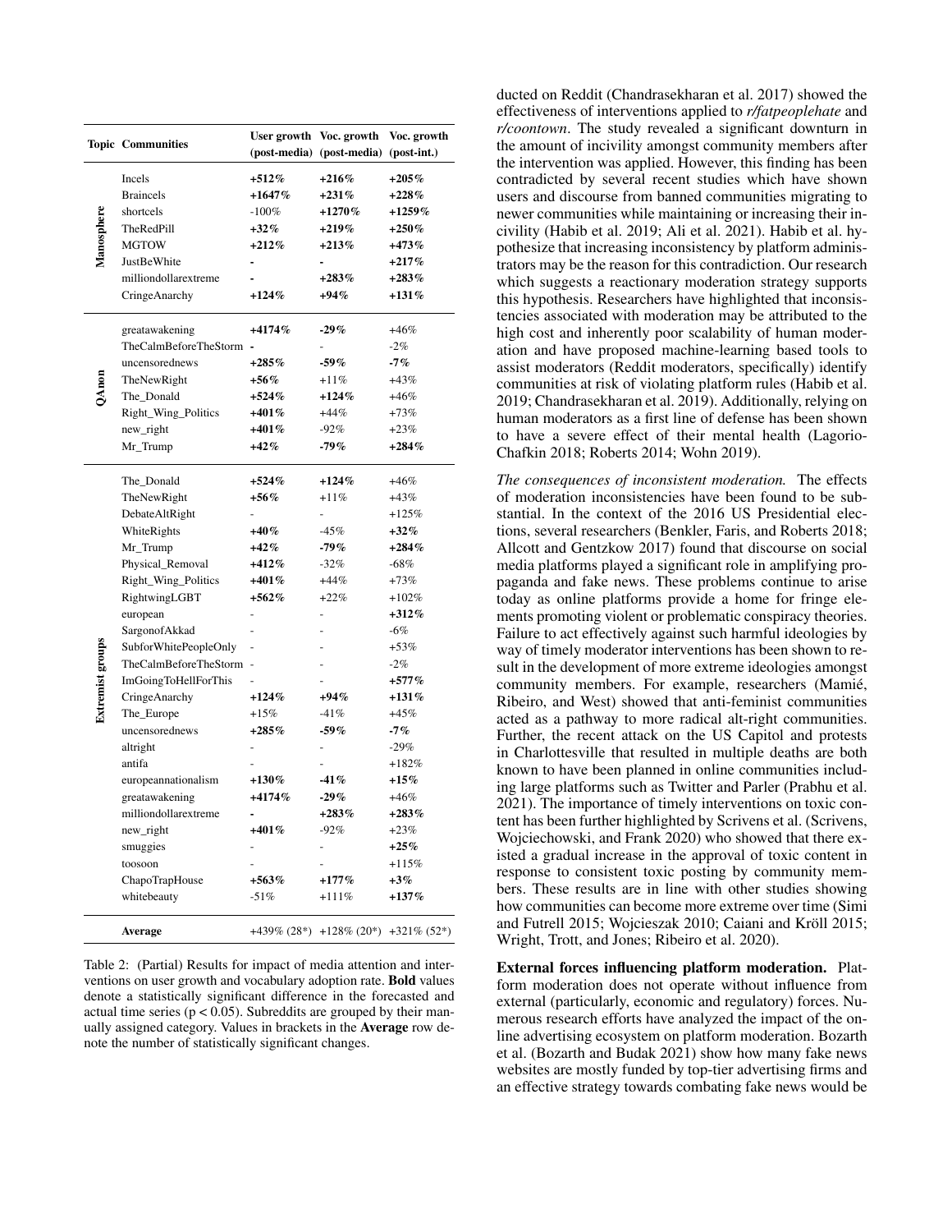| Topic | Communities | User growth (post-media) | Voc. growth (post-media) | Voc. growth (post-int.) |
|---|---|---|---|---|
| Manosphere | Incels | **+512%** | **+216%** | **+205%** |
| | Braincels | **+1647%** | **+231%** | **+228%** |
| | shortcels | -100% | **+1270%** | **+1259%** |
| | TheRedPill | **+32%** | **+219%** | **+250%** |
| | MGTOW | **+212%** | **+213%** | **+473%** |
| | JustBeWhite | **-** | **-** | **+217%** |
| | milliondollarextreme | **-** | **+283%** | **+283%** |
| | CringeAnarchy | **+124%** | **+94%** | **+131%** |
| QAnon | greatawakening | **+4174%** | **-29%** | +46% |
| | TheCalmBeforeTheStorm | **-** | - | -2% |
| | uncensorednews | **+285%** | **-59%** | **-7%** |
| | TheNewRight | **+56%** | +11% | +43% |
| | The_Donald | **+524%** | **+124%** | +46% |
| | Right_Wing_Politics | **+401%** | +44% | +73% |
| | new_right | **+401%** | -92% | +23% |
| | Mr_Trump | **+42%** | **-79%** | **+284%** |
| Extremist groups | The_Donald | **+524%** | **+124%** | +46% |
| | TheNewRight | **+56%** | +11% | +43% |
| | DebateAltRight | - | - | +125% |
| | WhiteRights | **+40%** | -45% | **+32%** |
| | Mr_Trump | **+42%** | **-79%** | **+284%** |
| | Physical_Removal | **+412%** | -32% | -68% |
| | Right_Wing_Politics | **+401%** | +44% | +73% |
| | RightwingLGBT | **+562%** | +22% | +102% |
| | european | - | - | **+312%** |
| | SargonofAkkad | - | - | -6% |
| | SubforWhitePeopleOnly | - | - | +53% |
| | TheCalmBeforeTheStorm | - | - | -2% |
| | ImGoingToHellForThis | - | - | **+577%** |
| | CringeAnarchy | **+124%** | **+94%** | **+131%** |
| | The_Europe | +15% | -41% | +45% |
| | uncensorednews | **+285%** | **-59%** | **-7%** |
| | altright | - | - | -29% |
| | antifa | - | - | +182% |
| | europeannationalism | **+130%** | **-41%** | **+15%** |
| | greatawakening | **+4174%** | **-29%** | +46% |
| | milliondollarextreme | **-** | **+283%** | **+283%** |
| | new_right | **+401%** | -92% | +23% |
| | smuggies | - | - | **+25%** |
| | toosoon | - | - | +115% |
| | ChapoTrapHouse | **+563%** | **+177%** | **+3%** |
| | whitebeauty | -51% | +111% | **+137%** |
| | **Average** | +439% (28*) | +128% (20*) | +321% (52*) |

Table 2: (Partial) Results for impact of media attention and interventions on user growth and vocabulary adoption rate. **Bold** values denote a statistically significant difference in the forecasted and actual time series ($p < 0.05$). Subreddits are grouped by their manually assigned category. Values in brackets in the **Average** row denote the number of statistically significant changes.

ducted on Reddit (Chandrasekharan et al. 2017) showed the effectiveness of interventions applied to *r/fatpeoplehate* and *r/coontown*. The study revealed a significant downturn in the amount of incivility amongst community members after the intervention was applied. However, this finding has been contradicted by several recent studies which have shown users and discourse from banned communities migrating to newer communities while maintaining or increasing their incivility (Habib et al. 2019; Ali et al. 2021). Habib et al. hypothesize that increasing inconsistency by platform administrators may be the reason for this contradiction. Our research which suggests a reactionary moderation strategy supports this hypothesis. Researchers have highlighted that inconsistencies associated with moderation may be attributed to the high cost and inherently poor scalability of human moderation and have proposed machine-learning based tools to assist moderators (Reddit moderators, specifically) identify communities at risk of violating platform rules (Habib et al. 2019; Chandrasekharan et al. 2019). Additionally, relying on human moderators as a first line of defense has been shown to have a severe effect of their mental health (Lagorio-Chafkin 2018; Roberts 2014; Wohn 2019).

*The consequences of inconsistent moderation.* The effects of moderation inconsistencies have been found to be substantial. In the context of the 2016 US Presidential elections, several researchers (Benkler, Faris, and Roberts 2018; Allcott and Gentzkow 2017) found that discourse on social media platforms played a significant role in amplifying propaganda and fake news. These problems continue to arise today as online platforms provide a home for fringe elements promoting violent or problematic conspiracy theories. Failure to act effectively against such harmful ideologies by way of timely moderator interventions has been shown to result in the development of more extreme ideologies amongst community members. For example, researchers (Mamié, Ribeiro, and West) showed that anti-feminist communities acted as a pathway to more radical alt-right communities. Further, the recent attack on the US Capitol and protests in Charlottesville that resulted in multiple deaths are both known to have been planned in online communities including large platforms such as Twitter and Parler (Prabhu et al. 2021). The importance of timely interventions on toxic content has been further highlighted by Scrivens et al. (Scrivens, Wojciechowski, and Frank 2020) who showed that there existed a gradual increase in the approval of toxic content in response to consistent toxic posting by community members. These results are in line with other studies showing how communities can become more extreme over time (Simi and Futrell 2015; Wojcieszak 2010; Caiani and Kröll 2015; Wright, Trott, and Jones; Ribeiro et al. 2020).

**External forces influencing platform moderation.** Platform moderation does not operate without influence from external (particularly, economic and regulatory) forces. Numerous research efforts have analyzed the impact of the online advertising ecosystem on platform moderation. Bozarth et al. (Bozarth and Budak 2021) show how many fake news websites are mostly funded by top-tier advertising firms and an effective strategy towards combating fake news would be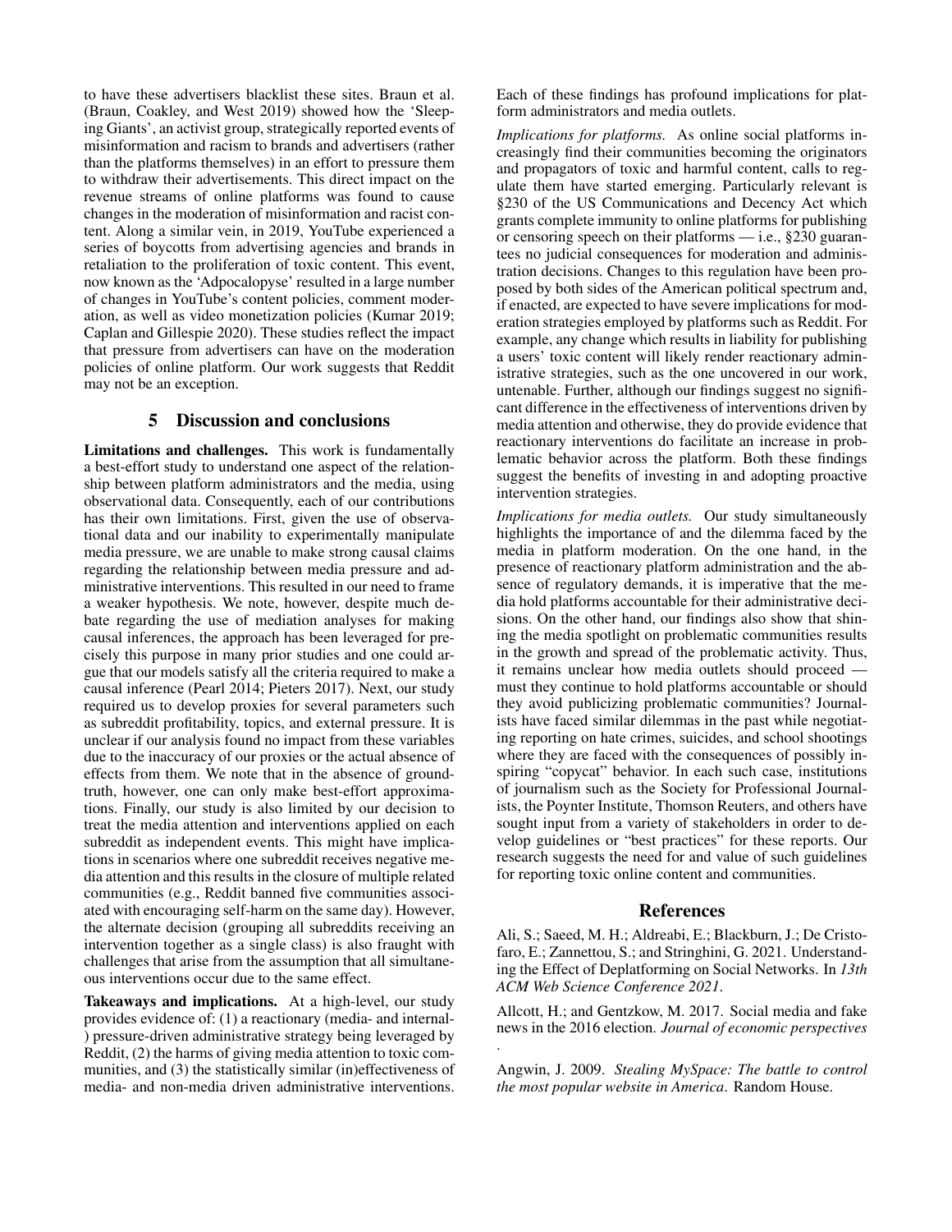to have these advertisers blacklist these sites. Braun et al. (Braun, Coakley, and West 2019) showed how the 'Sleeping Giants', an activist group, strategically reported events of misinformation and racism to brands and advertisers (rather than the platforms themselves) in an effort to pressure them to withdraw their advertisements. This direct impact on the revenue streams of online platforms was found to cause changes in the moderation of misinformation and racist content. Along a similar vein, in 2019, YouTube experienced a series of boycotts from advertising agencies and brands in retaliation to the proliferation of toxic content. This event, now known as the 'Adpocalopyse' resulted in a large number of changes in YouTube's content policies, comment moderation, as well as video monetization policies (Kumar 2019; Caplan and Gillespie 2020). These studies reflect the impact that pressure from advertisers can have on the moderation policies of online platform. Our work suggests that Reddit may not be an exception.

## 5 Discussion and conclusions

**Limitations and challenges.** This work is fundamentally a best-effort study to understand one aspect of the relationship between platform administrators and the media, using observational data. Consequently, each of our contributions has their own limitations. First, given the use of observational data and our inability to experimentally manipulate media pressure, we are unable to make strong causal claims regarding the relationship between media pressure and administrative interventions. This resulted in our need to frame a weaker hypothesis. We note, however, despite much debate regarding the use of mediation analyses for making causal inferences, the approach has been leveraged for precisely this purpose in many prior studies and one could argue that our models satisfy all the criteria required to make a causal inference (Pearl 2014; Pieters 2017). Next, our study required us to develop proxies for several parameters such as subreddit profitability, topics, and external pressure. It is unclear if our analysis found no impact from these variables due to the inaccuracy of our proxies or the actual absence of effects from them. We note that in the absence of ground-truth, however, one can only make best-effort approximations. Finally, our study is also limited by our decision to treat the media attention and interventions applied on each subreddit as independent events. This might have implications in scenarios where one subreddit receives negative media attention and this results in the closure of multiple related communities (e.g., Reddit banned five communities associated with encouraging self-harm on the same day). However, the alternate decision (grouping all subreddits receiving an intervention together as a single class) is also fraught with challenges that arise from the assumption that all simultaneous interventions occur due to the same effect.

**Takeaways and implications.** At a high-level, our study provides evidence of: (1) a reactionary (media- and internal-) pressure-driven administrative strategy being leveraged by Reddit, (2) the harms of giving media attention to toxic communities, and (3) the statistically similar (in)effectiveness of media- and non-media driven administrative interventions. Each of these findings has profound implications for platform administrators and media outlets.

*Implications for platforms.* As online social platforms increasingly find their communities becoming the originators and propagators of toxic and harmful content, calls to regulate them have started emerging. Particularly relevant is §230 of the US Communications and Decency Act which grants complete immunity to online platforms for publishing or censoring speech on their platforms — i.e., §230 guarantees no judicial consequences for moderation and administration decisions. Changes to this regulation have been proposed by both sides of the American political spectrum and, if enacted, are expected to have severe implications for moderation strategies employed by platforms such as Reddit. For example, any change which results in liability for publishing a users' toxic content will likely render reactionary administrative strategies, such as the one uncovered in our work, untenable. Further, although our findings suggest no significant difference in the effectiveness of interventions driven by media attention and otherwise, they do provide evidence that reactionary interventions do facilitate an increase in problematic behavior across the platform. Both these findings suggest the benefits of investing in and adopting proactive intervention strategies.

*Implications for media outlets.* Our study simultaneously highlights the importance of and the dilemma faced by the media in platform moderation. On the one hand, in the presence of reactionary platform administration and the absence of regulatory demands, it is imperative that the media hold platforms accountable for their administrative decisions. On the other hand, our findings also show that shining the media spotlight on problematic communities results in the growth and spread of the problematic activity. Thus, it remains unclear how media outlets should proceed — must they continue to hold platforms accountable or should they avoid publicizing problematic communities? Journalists have faced similar dilemmas in the past while negotiating reporting on hate crimes, suicides, and school shootings where they are faced with the consequences of possibly inspiring "copycat" behavior. In each such case, institutions of journalism such as the Society for Professional Journalists, the Poynter Institute, Thomson Reuters, and others have sought input from a variety of stakeholders in order to develop guidelines or "best practices" for these reports. Our research suggests the need for and value of such guidelines for reporting toxic online content and communities.

## References

Ali, S.; Saeed, M. H.; Aldreabi, E.; Blackburn, J.; De Cristofaro, E.; Zannettou, S.; and Stringhini, G. 2021. Understanding the Effect of Deplatforming on Social Networks. In *13th ACM Web Science Conference 2021*.

Allcott, H.; and Gentzkow, M. 2017. Social media and fake news in the 2016 election. *Journal of economic perspectives* .

Angwin, J. 2009. *Stealing MySpace: The battle to control the most popular website in America*. Random House.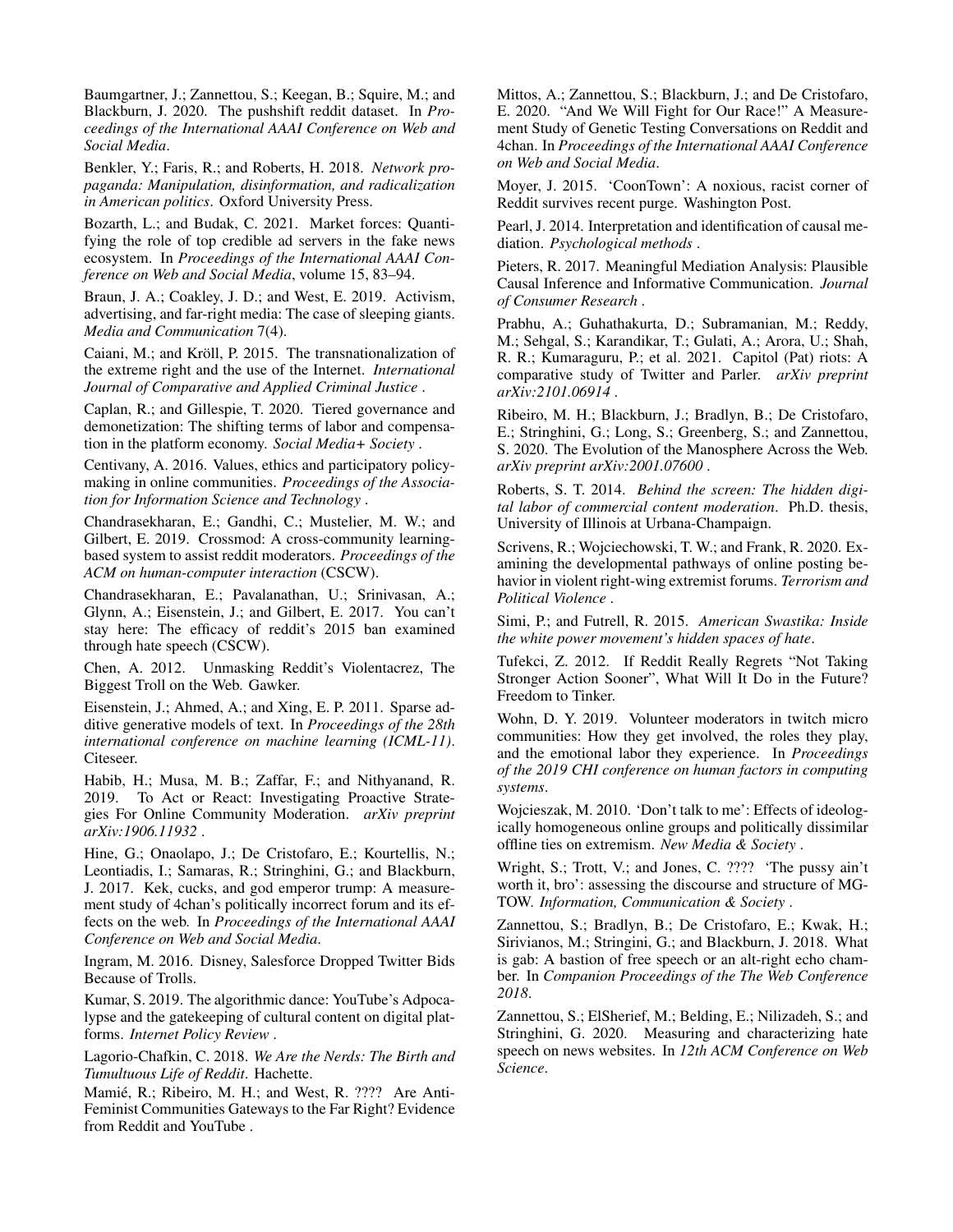Baumgartner, J.; Zannettou, S.; Keegan, B.; Squire, M.; and Blackburn, J. 2020. The pushshift reddit dataset. In *Proceedings of the International AAAI Conference on Web and Social Media*.

Benkler, Y.; Faris, R.; and Roberts, H. 2018. *Network propaganda: Manipulation, disinformation, and radicalization in American politics*. Oxford University Press.

Bozarth, L.; and Budak, C. 2021. Market forces: Quantifying the role of top credible ad servers in the fake news ecosystem. In *Proceedings of the International AAAI Conference on Web and Social Media*, volume 15, 83–94.

Braun, J. A.; Coakley, J. D.; and West, E. 2019. Activism, advertising, and far-right media: The case of sleeping giants. *Media and Communication* 7(4).

Caiani, M.; and Kröll, P. 2015. The transnationalization of the extreme right and the use of the Internet. *International Journal of Comparative and Applied Criminal Justice* .

Caplan, R.; and Gillespie, T. 2020. Tiered governance and demonetization: The shifting terms of labor and compensation in the platform economy. *Social Media+ Society* .

Centivany, A. 2016. Values, ethics and participatory policymaking in online communities. *Proceedings of the Association for Information Science and Technology* .

Chandrasekharan, E.; Gandhi, C.; Mustelier, M. W.; and Gilbert, E. 2019. Crossmod: A cross-community learning-based system to assist reddit moderators. *Proceedings of the ACM on human-computer interaction* (CSCW).

Chandrasekharan, E.; Pavalanathan, U.; Srinivasan, A.; Glynn, A.; Eisenstein, J.; and Gilbert, E. 2017. You can't stay here: The efficacy of reddit's 2015 ban examined through hate speech (CSCW).

Chen, A. 2012. Unmasking Reddit's Violentacrez, The Biggest Troll on the Web. Gawker.

Eisenstein, J.; Ahmed, A.; and Xing, E. P. 2011. Sparse additive generative models of text. In *Proceedings of the 28th international conference on machine learning (ICML-11)*. Citeseer.

Habib, H.; Musa, M. B.; Zaffar, F.; and Nithyanand, R. 2019. To Act or React: Investigating Proactive Strategies For Online Community Moderation. *arXiv preprint arXiv:1906.11932* .

Hine, G.; Onaolapo, J.; De Cristofaro, E.; Kourtellis, N.; Leontiadis, I.; Samaras, R.; Stringhini, G.; and Blackburn, J. 2017. Kek, cucks, and god emperor trump: A measurement study of 4chan's politically incorrect forum and its effects on the web. In *Proceedings of the International AAAI Conference on Web and Social Media*.

Ingram, M. 2016. Disney, Salesforce Dropped Twitter Bids Because of Trolls.

Kumar, S. 2019. The algorithmic dance: YouTube's Adpocalypse and the gatekeeping of cultural content on digital platforms. *Internet Policy Review* .

Lagorio-Chafkin, C. 2018. *We Are the Nerds: The Birth and Tumultuous Life of Reddit*. Hachette.

Mamié, R.; Ribeiro, M. H.; and West, R. ???? Are Anti-Feminist Communities Gateways to the Far Right? Evidence from Reddit and YouTube .

Mittos, A.; Zannettou, S.; Blackburn, J.; and De Cristofaro, E. 2020. "And We Will Fight for Our Race!" A Measurement Study of Genetic Testing Conversations on Reddit and 4chan. In *Proceedings of the International AAAI Conference on Web and Social Media*.

Moyer, J. 2015. 'CoonTown': A noxious, racist corner of Reddit survives recent purge. Washington Post.

Pearl, J. 2014. Interpretation and identification of causal mediation. *Psychological methods* .

Pieters, R. 2017. Meaningful Mediation Analysis: Plausible Causal Inference and Informative Communication. *Journal of Consumer Research* .

Prabhu, A.; Guhathakurta, D.; Subramanian, M.; Reddy, M.; Sehgal, S.; Karandikar, T.; Gulati, A.; Arora, U.; Shah, R. R.; Kumaraguru, P.; et al. 2021. Capitol (Pat) riots: A comparative study of Twitter and Parler. *arXiv preprint arXiv:2101.06914* .

Ribeiro, M. H.; Blackburn, J.; Bradlyn, B.; De Cristofaro, E.; Stringhini, G.; Long, S.; Greenberg, S.; and Zannettou, S. 2020. The Evolution of the Manosphere Across the Web. *arXiv preprint arXiv:2001.07600* .

Roberts, S. T. 2014. *Behind the screen: The hidden digital labor of commercial content moderation*. Ph.D. thesis, University of Illinois at Urbana-Champaign.

Scrivens, R.; Wojciechowski, T. W.; and Frank, R. 2020. Examining the developmental pathways of online posting behavior in violent right-wing extremist forums. *Terrorism and Political Violence* .

Simi, P.; and Futrell, R. 2015. *American Swastika: Inside the white power movement's hidden spaces of hate*.

Tufekci, Z. 2012. If Reddit Really Regrets "Not Taking Stronger Action Sooner", What Will It Do in the Future? Freedom to Tinker.

Wohn, D. Y. 2019. Volunteer moderators in twitch micro communities: How they get involved, the roles they play, and the emotional labor they experience. In *Proceedings of the 2019 CHI conference on human factors in computing systems*.

Wojcieszak, M. 2010. 'Don't talk to me': Effects of ideologically homogeneous online groups and politically dissimilar offline ties on extremism. *New Media & Society* .

Wright, S.; Trott, V.; and Jones, C. ???? 'The pussy ain't worth it, bro': assessing the discourse and structure of MGTOW. *Information, Communication & Society* .

Zannettou, S.; Bradlyn, B.; De Cristofaro, E.; Kwak, H.; Sirivianos, M.; Stringini, G.; and Blackburn, J. 2018. What is gab: A bastion of free speech or an alt-right echo chamber. In *Companion Proceedings of the The Web Conference 2018*.

Zannettou, S.; ElSherief, M.; Belding, E.; Nilizadeh, S.; and Stringhini, G. 2020. Measuring and characterizing hate speech on news websites. In *12th ACM Conference on Web Science*.